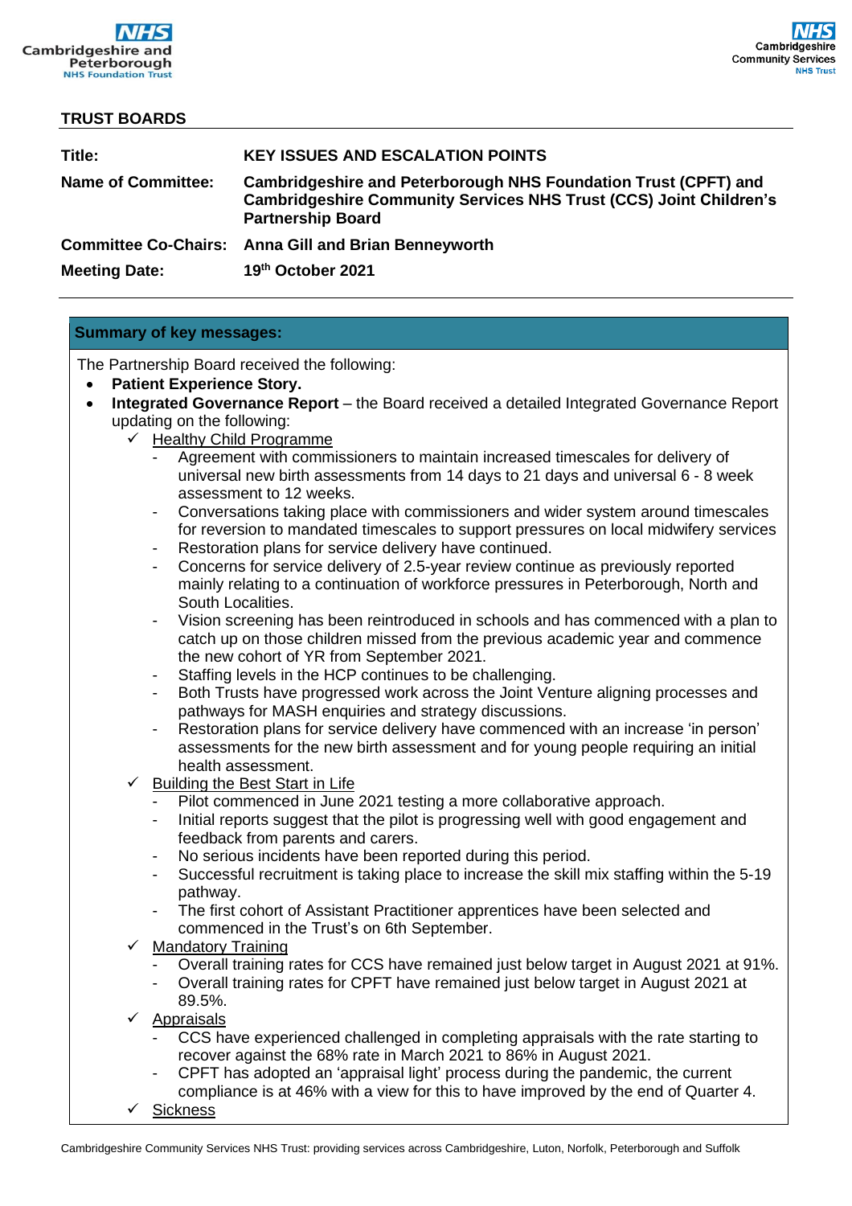**TRUST BOARDS**

| | |
|---|---|
| **Title:** | **KEY ISSUES AND ESCALATION POINTS** |
| **Name of Committee:** | **Cambridgeshire and Peterborough NHS Foundation Trust (CPFT) and Cambridgeshire Community Services NHS Trust (CCS) Joint Children's Partnership Board** |
| **Committee Co-Chairs:** | **Anna Gill and Brian Benneyworth** |
| **Meeting Date:** | **19th October 2021** |

**Summary of key messages:**

The Partnership Board received the following:

- **Patient Experience Story.**
- **Integrated Governance Report** – the Board received a detailed Integrated Governance Report updating on the following:
  - ✓ Healthy Child Programme
    - Agreement with commissioners to maintain increased timescales for delivery of universal new birth assessments from 14 days to 21 days and universal 6 - 8 week assessment to 12 weeks.
    - Conversations taking place with commissioners and wider system around timescales for reversion to mandated timescales to support pressures on local midwifery services
    - Restoration plans for service delivery have continued.
    - Concerns for service delivery of 2.5-year review continue as previously reported mainly relating to a continuation of workforce pressures in Peterborough, North and South Localities.
    - Vision screening has been reintroduced in schools and has commenced with a plan to catch up on those children missed from the previous academic year and commence the new cohort of YR from September 2021.
    - Staffing levels in the HCP continues to be challenging.
    - Both Trusts have progressed work across the Joint Venture aligning processes and pathways for MASH enquiries and strategy discussions.
    - Restoration plans for service delivery have commenced with an increase 'in person' assessments for the new birth assessment and for young people requiring an initial health assessment.
  - ✓ Building the Best Start in Life
    - Pilot commenced in June 2021 testing a more collaborative approach.
    - Initial reports suggest that the pilot is progressing well with good engagement and feedback from parents and carers.
    - No serious incidents have been reported during this period.
    - Successful recruitment is taking place to increase the skill mix staffing within the 5-19 pathway.
    - The first cohort of Assistant Practitioner apprentices have been selected and commenced in the Trust's on 6th September.
  - ✓ Mandatory Training
    - Overall training rates for CCS have remained just below target in August 2021 at 91%.
    - Overall training rates for CPFT have remained just below target in August 2021 at 89.5%.
  - ✓ Appraisals
    - CCS have experienced challenged in completing appraisals with the rate starting to recover against the 68% rate in March 2021 to 86% in August 2021.
    - CPFT has adopted an 'appraisal light' process during the pandemic, the current compliance is at 46% with a view for this to have improved by the end of Quarter 4.
  - ✓ Sickness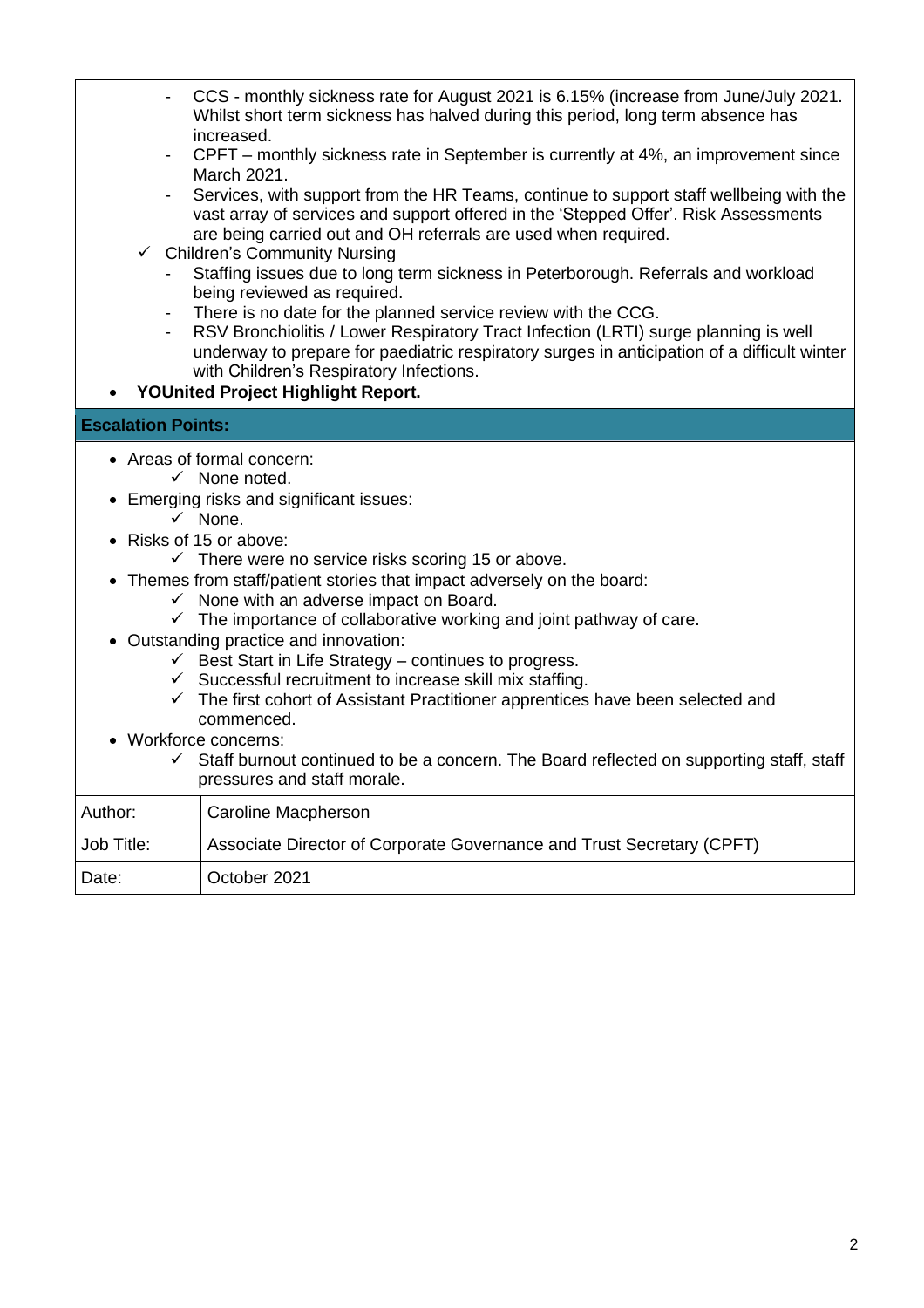- CCS - monthly sickness rate for August 2021 is 6.15% (increase from June/July 2021. Whilst short term sickness has halved during this period, long term absence has increased.
- CPFT – monthly sickness rate in September is currently at 4%, an improvement since March 2021.
- Services, with support from the HR Teams, continue to support staff wellbeing with the vast array of services and support offered in the 'Stepped Offer'. Risk Assessments are being carried out and OH referrals are used when required.

✓ Children's Community Nursing

- Staffing issues due to long term sickness in Peterborough. Referrals and workload being reviewed as required.
- There is no date for the planned service review with the CCG.
- RSV Bronchiolitis / Lower Respiratory Tract Infection (LRTI) surge planning is well underway to prepare for paediatric respiratory surges in anticipation of a difficult winter with Children's Respiratory Infections.

- **YOUnited Project Highlight Report.**

## Escalation Points:

- Areas of formal concern:
  - ✓ None noted.
- Emerging risks and significant issues:
  - ✓ None.
- Risks of 15 or above:
  - ✓ There were no service risks scoring 15 or above.
- Themes from staff/patient stories that impact adversely on the board:
  - ✓ None with an adverse impact on Board.
  - ✓ The importance of collaborative working and joint pathway of care.
- Outstanding practice and innovation:
  - ✓ Best Start in Life Strategy – continues to progress.
  - ✓ Successful recruitment to increase skill mix staffing.
  - ✓ The first cohort of Assistant Practitioner apprentices have been selected and commenced.
- Workforce concerns:
  - ✓ Staff burnout continued to be a concern. The Board reflected on supporting staff, staff pressures and staff morale.

| | |
|---|---|
| Author: | Caroline Macpherson |
| Job Title: | Associate Director of Corporate Governance and Trust Secretary (CPFT) |
| Date: | October 2021 |